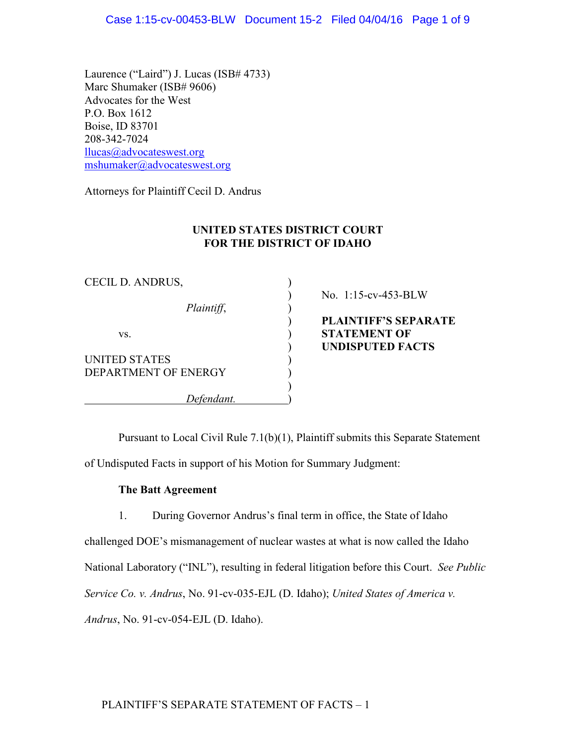Laurence ("Laird") J. Lucas (ISB# 4733)
Marc Shumaker (ISB# 9606)
Advocates for the West
P.O. Box 1612
Boise, ID 83701
208-342-7024
llucas@advocateswest.org
mshumaker@advocateswest.org

Attorneys for Plaintiff Cecil D. Andrus

**UNITED STATES DISTRICT COURT**
**FOR THE DISTRICT OF IDAHO**

| | |
|---|---|
| CECIL D. ANDRUS, *Plaintiff*, vs. UNITED STATES DEPARTMENT OF ENERGY *Defendant.* | No. 1:15-cv-453-BLW **PLAINTIFF'S SEPARATE STATEMENT OF UNDISPUTED FACTS** |

Pursuant to Local Civil Rule 7.1(b)(1), Plaintiff submits this Separate Statement of Undisputed Facts in support of his Motion for Summary Judgment:

**The Batt Agreement**

1. During Governor Andrus's final term in office, the State of Idaho challenged DOE's mismanagement of nuclear wastes at what is now called the Idaho National Laboratory ("INL"), resulting in federal litigation before this Court. *See Public Service Co. v. Andrus*, No. 91-cv-035-EJL (D. Idaho); *United States of America v. Andrus*, No. 91-cv-054-EJL (D. Idaho).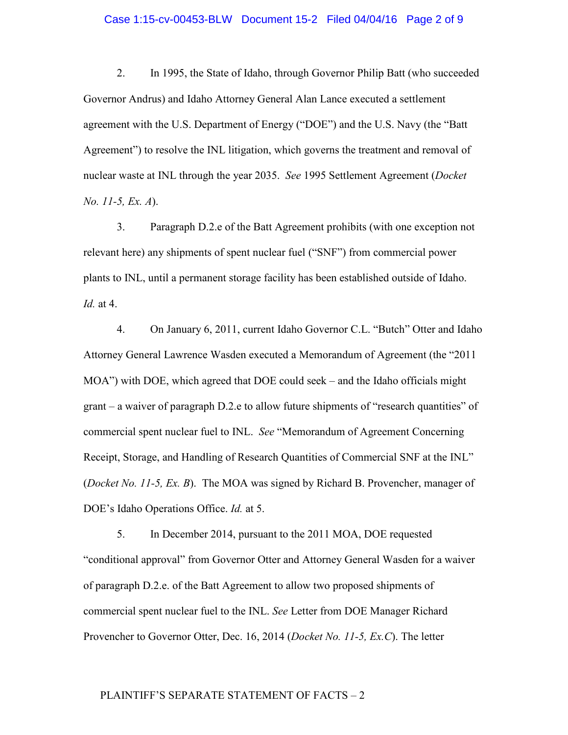2. In 1995, the State of Idaho, through Governor Philip Batt (who succeeded Governor Andrus) and Idaho Attorney General Alan Lance executed a settlement agreement with the U.S. Department of Energy ("DOE") and the U.S. Navy (the "Batt Agreement") to resolve the INL litigation, which governs the treatment and removal of nuclear waste at INL through the year 2035. *See* 1995 Settlement Agreement (*Docket No. 11-5, Ex. A*).

3. Paragraph D.2.e of the Batt Agreement prohibits (with one exception not relevant here) any shipments of spent nuclear fuel ("SNF") from commercial power plants to INL, until a permanent storage facility has been established outside of Idaho. *Id.* at 4.

4. On January 6, 2011, current Idaho Governor C.L. "Butch" Otter and Idaho Attorney General Lawrence Wasden executed a Memorandum of Agreement (the "2011 MOA") with DOE, which agreed that DOE could seek – and the Idaho officials might grant – a waiver of paragraph D.2.e to allow future shipments of "research quantities" of commercial spent nuclear fuel to INL. *See* "Memorandum of Agreement Concerning Receipt, Storage, and Handling of Research Quantities of Commercial SNF at the INL" (*Docket No. 11-5, Ex. B*). The MOA was signed by Richard B. Provencher, manager of DOE's Idaho Operations Office. *Id.* at 5.

5. In December 2014, pursuant to the 2011 MOA, DOE requested "conditional approval" from Governor Otter and Attorney General Wasden for a waiver of paragraph D.2.e. of the Batt Agreement to allow two proposed shipments of commercial spent nuclear fuel to the INL. *See* Letter from DOE Manager Richard Provencher to Governor Otter, Dec. 16, 2014 (*Docket No. 11-5, Ex.C*). The letter

PLAINTIFF'S SEPARATE STATEMENT OF FACTS – 2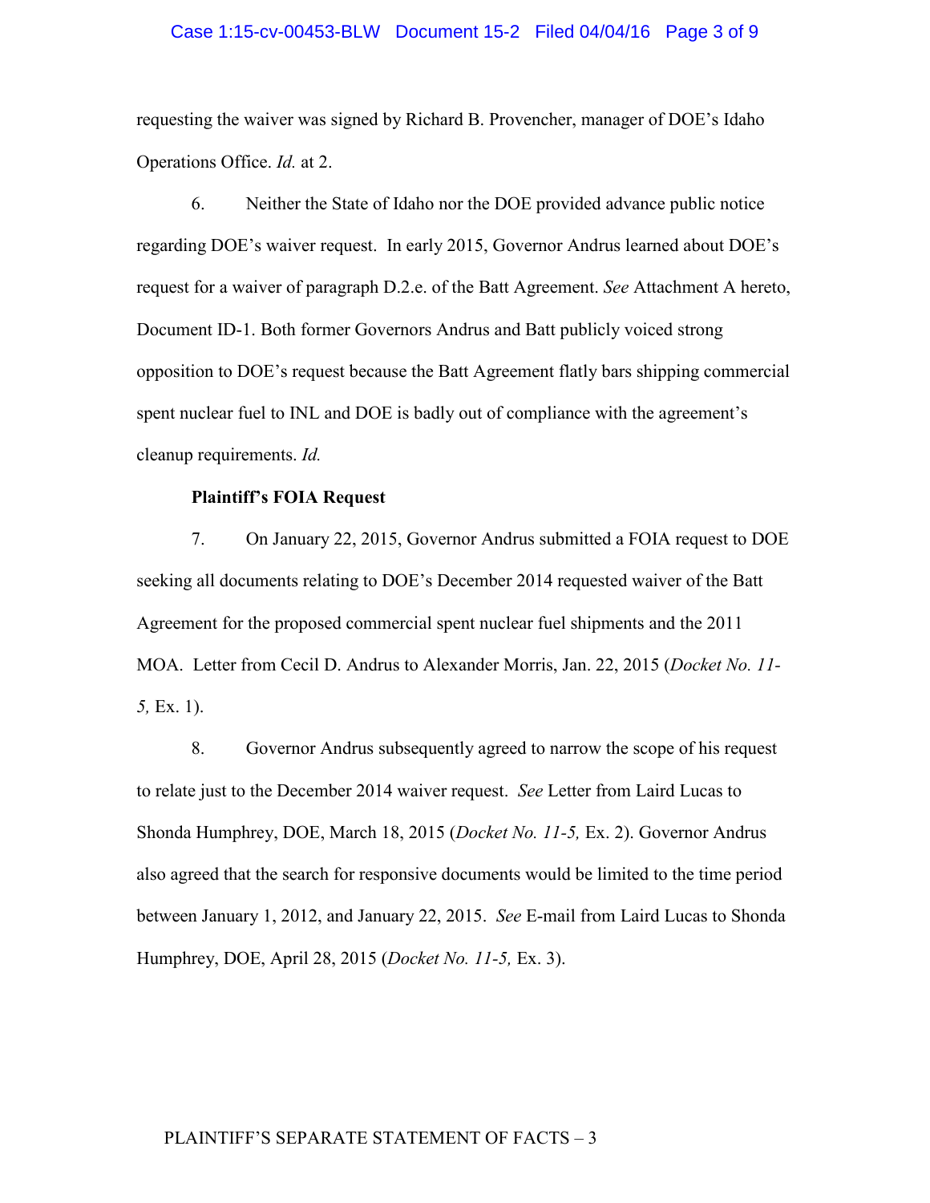requesting the waiver was signed by Richard B. Provencher, manager of DOE's Idaho Operations Office. *Id.* at 2.

6. Neither the State of Idaho nor the DOE provided advance public notice regarding DOE's waiver request. In early 2015, Governor Andrus learned about DOE's request for a waiver of paragraph D.2.e. of the Batt Agreement. *See* Attachment A hereto, Document ID-1. Both former Governors Andrus and Batt publicly voiced strong opposition to DOE's request because the Batt Agreement flatly bars shipping commercial spent nuclear fuel to INL and DOE is badly out of compliance with the agreement's cleanup requirements. *Id.*

**Plaintiff's FOIA Request**

7. On January 22, 2015, Governor Andrus submitted a FOIA request to DOE seeking all documents relating to DOE's December 2014 requested waiver of the Batt Agreement for the proposed commercial spent nuclear fuel shipments and the 2011 MOA. Letter from Cecil D. Andrus to Alexander Morris, Jan. 22, 2015 (*Docket No. 11-5,* Ex. 1).

8. Governor Andrus subsequently agreed to narrow the scope of his request to relate just to the December 2014 waiver request. *See* Letter from Laird Lucas to Shonda Humphrey, DOE, March 18, 2015 (*Docket No. 11-5,* Ex. 2). Governor Andrus also agreed that the search for responsive documents would be limited to the time period between January 1, 2012, and January 22, 2015. *See* E-mail from Laird Lucas to Shonda Humphrey, DOE, April 28, 2015 (*Docket No. 11-5,* Ex. 3).

PLAINTIFF'S SEPARATE STATEMENT OF FACTS – 3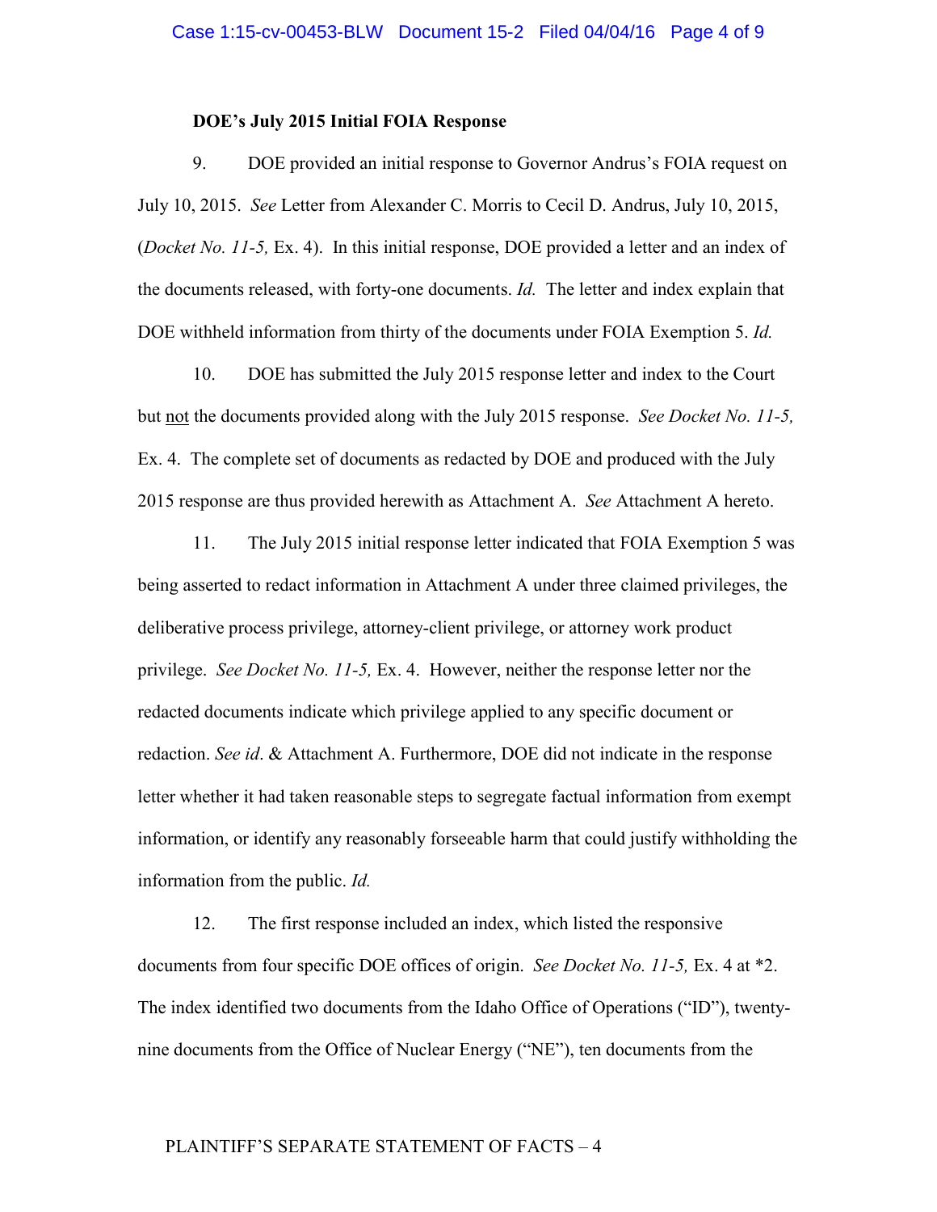**DOE's July 2015 Initial FOIA Response**

9. DOE provided an initial response to Governor Andrus's FOIA request on July 10, 2015. *See* Letter from Alexander C. Morris to Cecil D. Andrus, July 10, 2015, (*Docket No. 11-5,* Ex. 4). In this initial response, DOE provided a letter and an index of the documents released, with forty-one documents. *Id.* The letter and index explain that DOE withheld information from thirty of the documents under FOIA Exemption 5. *Id.*

10. DOE has submitted the July 2015 response letter and index to the Court but <u>not</u> the documents provided along with the July 2015 response. *See Docket No. 11-5,* Ex. 4. The complete set of documents as redacted by DOE and produced with the July 2015 response are thus provided herewith as Attachment A. *See* Attachment A hereto.

11. The July 2015 initial response letter indicated that FOIA Exemption 5 was being asserted to redact information in Attachment A under three claimed privileges, the deliberative process privilege, attorney-client privilege, or attorney work product privilege. *See Docket No. 11-5,* Ex. 4. However, neither the response letter nor the redacted documents indicate which privilege applied to any specific document or redaction. *See id*. & Attachment A. Furthermore, DOE did not indicate in the response letter whether it had taken reasonable steps to segregate factual information from exempt information, or identify any reasonably forseeable harm that could justify withholding the information from the public. *Id.*

12. The first response included an index, which listed the responsive documents from four specific DOE offices of origin. *See Docket No. 11-5,* Ex. 4 at *2. The index identified two documents from the Idaho Office of Operations ("ID"), twenty-nine documents from the Office of Nuclear Energy ("NE"), ten documents from the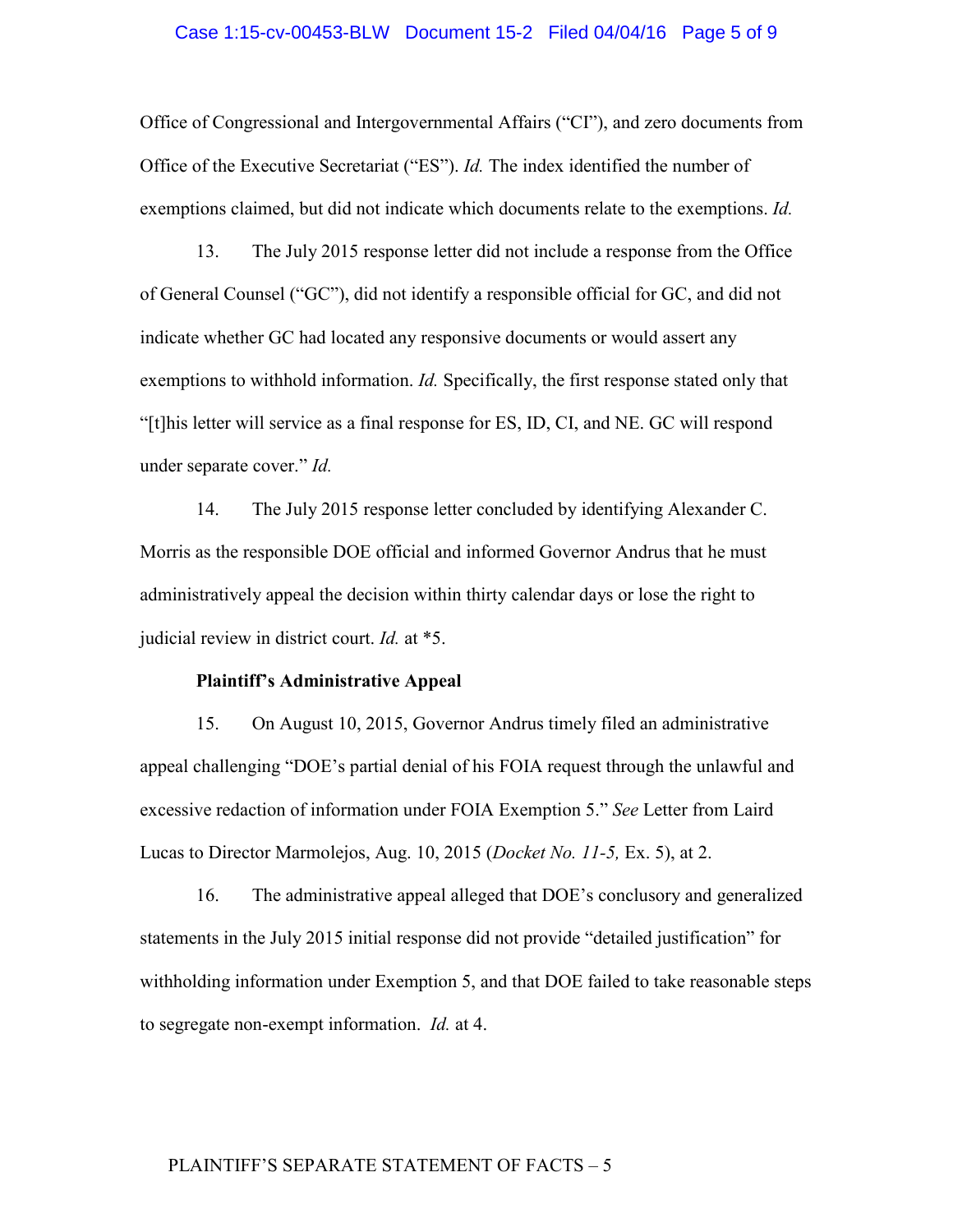Office of Congressional and Intergovernmental Affairs ("CI"), and zero documents from Office of the Executive Secretariat ("ES"). *Id.* The index identified the number of exemptions claimed, but did not indicate which documents relate to the exemptions. *Id.*

13. The July 2015 response letter did not include a response from the Office of General Counsel ("GC"), did not identify a responsible official for GC, and did not indicate whether GC had located any responsive documents or would assert any exemptions to withhold information. *Id.* Specifically, the first response stated only that "[t]his letter will service as a final response for ES, ID, CI, and NE. GC will respond under separate cover." *Id.*

14. The July 2015 response letter concluded by identifying Alexander C. Morris as the responsible DOE official and informed Governor Andrus that he must administratively appeal the decision within thirty calendar days or lose the right to judicial review in district court. *Id.* at *5.

**Plaintiff's Administrative Appeal**

15. On August 10, 2015, Governor Andrus timely filed an administrative appeal challenging "DOE's partial denial of his FOIA request through the unlawful and excessive redaction of information under FOIA Exemption 5." *See* Letter from Laird Lucas to Director Marmolejos, Aug. 10, 2015 (*Docket No. 11-5,* Ex. 5), at 2.

16. The administrative appeal alleged that DOE's conclusory and generalized statements in the July 2015 initial response did not provide "detailed justification" for withholding information under Exemption 5, and that DOE failed to take reasonable steps to segregate non-exempt information. *Id.* at 4.

PLAINTIFF'S SEPARATE STATEMENT OF FACTS – 5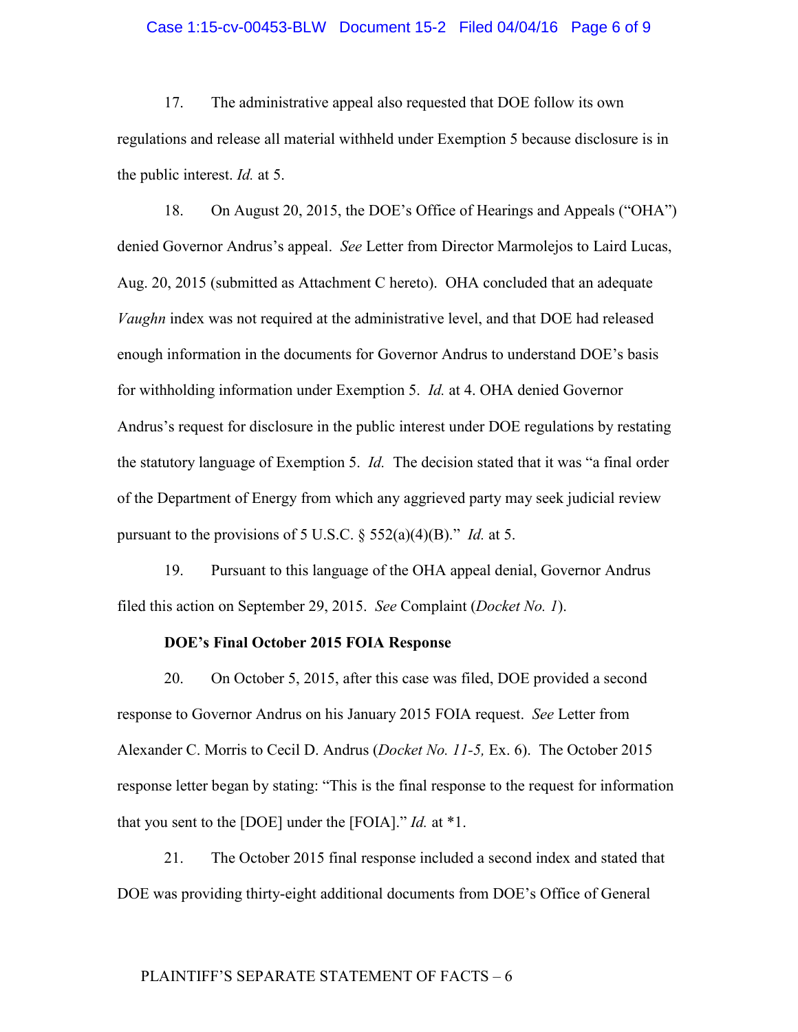17. The administrative appeal also requested that DOE follow its own regulations and release all material withheld under Exemption 5 because disclosure is in the public interest. *Id.* at 5.

18. On August 20, 2015, the DOE's Office of Hearings and Appeals ("OHA") denied Governor Andrus's appeal. *See* Letter from Director Marmolejos to Laird Lucas, Aug. 20, 2015 (submitted as Attachment C hereto). OHA concluded that an adequate *Vaughn* index was not required at the administrative level, and that DOE had released enough information in the documents for Governor Andrus to understand DOE's basis for withholding information under Exemption 5. *Id.* at 4. OHA denied Governor Andrus's request for disclosure in the public interest under DOE regulations by restating the statutory language of Exemption 5. *Id.* The decision stated that it was "a final order of the Department of Energy from which any aggrieved party may seek judicial review pursuant to the provisions of 5 U.S.C. § 552(a)(4)(B)." *Id.* at 5.

19. Pursuant to this language of the OHA appeal denial, Governor Andrus filed this action on September 29, 2015. *See* Complaint (*Docket No. 1*).

**DOE's Final October 2015 FOIA Response**

20. On October 5, 2015, after this case was filed, DOE provided a second response to Governor Andrus on his January 2015 FOIA request. *See* Letter from Alexander C. Morris to Cecil D. Andrus (*Docket No. 11-5,* Ex. 6). The October 2015 response letter began by stating: "This is the final response to the request for information that you sent to the [DOE] under the [FOIA]." *Id.* at *1.

21. The October 2015 final response included a second index and stated that DOE was providing thirty-eight additional documents from DOE's Office of General

PLAINTIFF'S SEPARATE STATEMENT OF FACTS – 6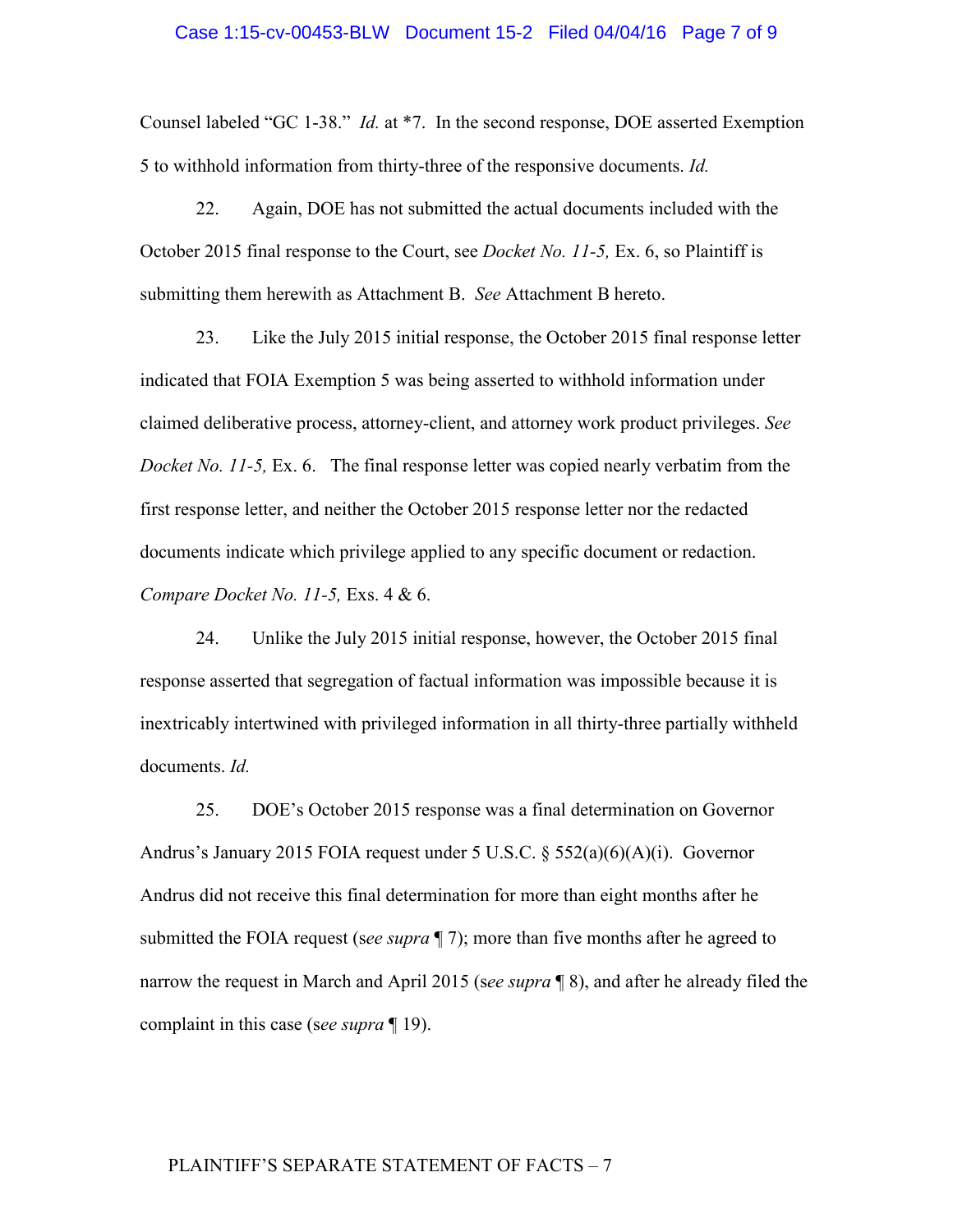Counsel labeled "GC 1-38." *Id.* at *7. In the second response, DOE asserted Exemption 5 to withhold information from thirty-three of the responsive documents. *Id.*

22. Again, DOE has not submitted the actual documents included with the October 2015 final response to the Court, see *Docket No. 11-5,* Ex. 6, so Plaintiff is submitting them herewith as Attachment B. *See* Attachment B hereto.

23. Like the July 2015 initial response, the October 2015 final response letter indicated that FOIA Exemption 5 was being asserted to withhold information under claimed deliberative process, attorney-client, and attorney work product privileges. *See Docket No. 11-5,* Ex. 6. The final response letter was copied nearly verbatim from the first response letter, and neither the October 2015 response letter nor the redacted documents indicate which privilege applied to any specific document or redaction. *Compare Docket No. 11-5,* Exs. 4 & 6.

24. Unlike the July 2015 initial response, however, the October 2015 final response asserted that segregation of factual information was impossible because it is inextricably intertwined with privileged information in all thirty-three partially withheld documents. *Id.*

25. DOE's October 2015 response was a final determination on Governor Andrus's January 2015 FOIA request under 5 U.S.C. § 552(a)(6)(A)(i). Governor Andrus did not receive this final determination for more than eight months after he submitted the FOIA request (s*ee supra* ¶ 7); more than five months after he agreed to narrow the request in March and April 2015 (s*ee supra* ¶ 8), and after he already filed the complaint in this case (s*ee supra* ¶ 19).

PLAINTIFF'S SEPARATE STATEMENT OF FACTS – 7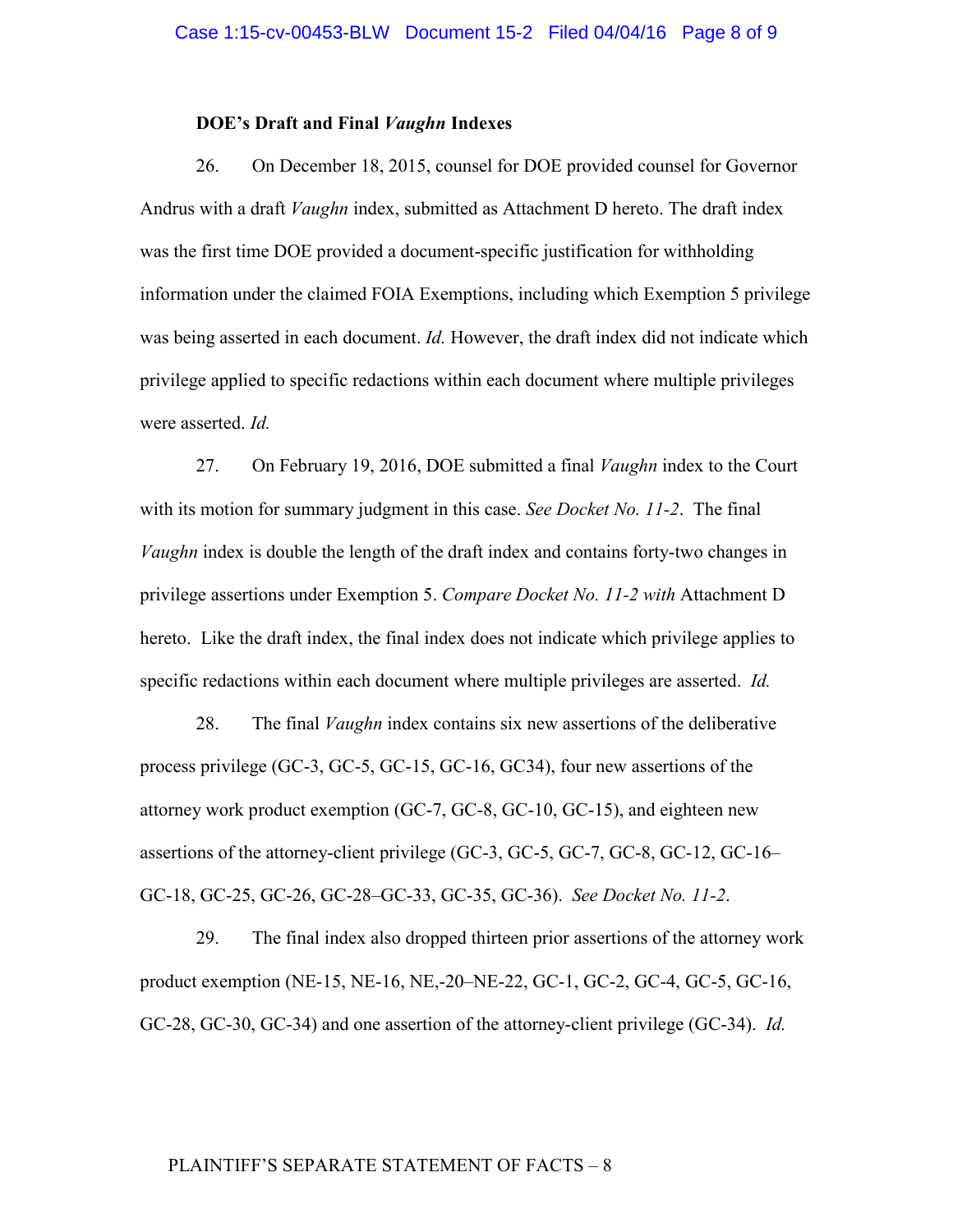**DOE's Draft and Final *Vaughn* Indexes**

26. On December 18, 2015, counsel for DOE provided counsel for Governor Andrus with a draft *Vaughn* index, submitted as Attachment D hereto. The draft index was the first time DOE provided a document-specific justification for withholding information under the claimed FOIA Exemptions, including which Exemption 5 privilege was being asserted in each document. *Id.* However, the draft index did not indicate which privilege applied to specific redactions within each document where multiple privileges were asserted. *Id.*

27. On February 19, 2016, DOE submitted a final *Vaughn* index to the Court with its motion for summary judgment in this case. *See Docket No. 11-2*. The final *Vaughn* index is double the length of the draft index and contains forty-two changes in privilege assertions under Exemption 5. *Compare Docket No. 11-2 with* Attachment D hereto. Like the draft index, the final index does not indicate which privilege applies to specific redactions within each document where multiple privileges are asserted. *Id.*

28. The final *Vaughn* index contains six new assertions of the deliberative process privilege (GC-3, GC-5, GC-15, GC-16, GC34), four new assertions of the attorney work product exemption (GC-7, GC-8, GC-10, GC-15), and eighteen new assertions of the attorney-client privilege (GC-3, GC-5, GC-7, GC-8, GC-12, GC-16–GC-18, GC-25, GC-26, GC-28–GC-33, GC-35, GC-36). *See Docket No. 11-2*.

29. The final index also dropped thirteen prior assertions of the attorney work product exemption (NE-15, NE-16, NE,-20–NE-22, GC-1, GC-2, GC-4, GC-5, GC-16, GC-28, GC-30, GC-34) and one assertion of the attorney-client privilege (GC-34). *Id.*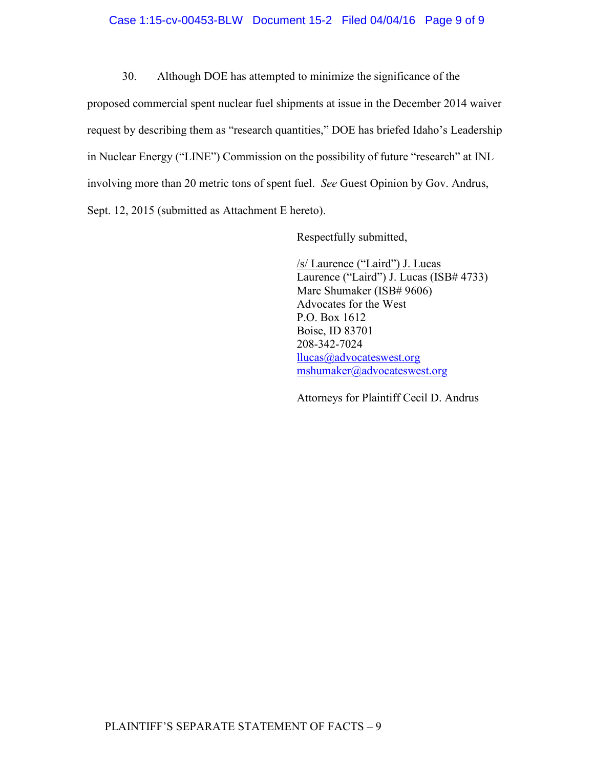30. Although DOE has attempted to minimize the significance of the proposed commercial spent nuclear fuel shipments at issue in the December 2014 waiver request by describing them as "research quantities," DOE has briefed Idaho's Leadership in Nuclear Energy ("LINE") Commission on the possibility of future "research" at INL involving more than 20 metric tons of spent fuel. *See* Guest Opinion by Gov. Andrus, Sept. 12, 2015 (submitted as Attachment E hereto).

Respectfully submitted,

/s/ Laurence ("Laird") J. Lucas
Laurence ("Laird") J. Lucas (ISB# 4733)
Marc Shumaker (ISB# 9606)
Advocates for the West
P.O. Box 1612
Boise, ID 83701
208-342-7024
llucas@advocateswest.org
mshumaker@advocateswest.org

Attorneys for Plaintiff Cecil D. Andrus